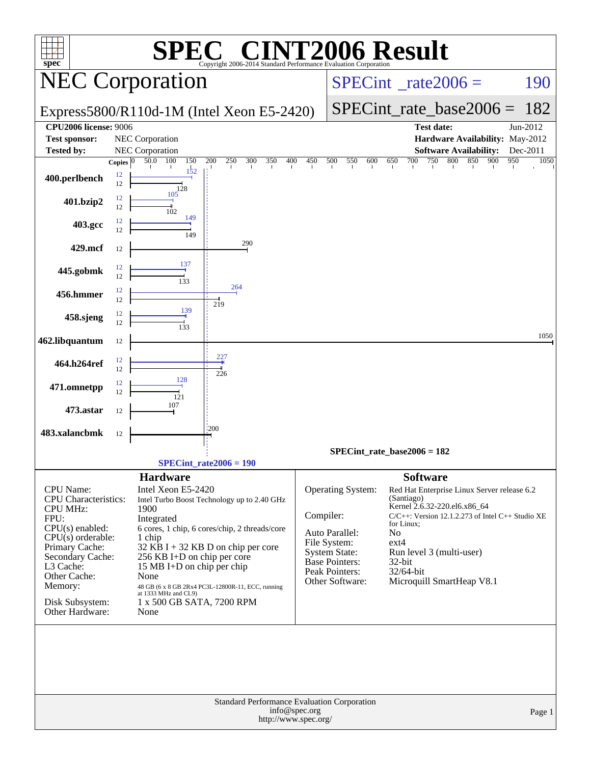# SPEC CINT2006 Result

Copyright 2006-2014 Standard Performance Evaluation Corporation

## NEC Corporation

Express5800/R110d-1M (Intel Xeon E5-2420)

SPECint_rate2006 = 190

SPECint_rate_base2006 = 182

| | | | |
|---|---|---|---|
| **CPU2006 license:** 9006 | | **Test date:** | Jun-2012 |
| **Test sponsor:** | NEC Corporation | **Hardware Availability:** | May-2012 |
| **Tested by:** | NEC Corporation | **Software Availability:** | Dec-2011 |

| Benchmark | Copies (peak) | Peak | Copies (base) | Base |
|---|---|---|---|---|
| 400.perlbench | 12 | 152 | 12 | 128 |
| 401.bzip2 | 12 | 105 | 12 | 102 |
| 403.gcc | 12 | 149 | 12 | 149 |
| 429.mcf | | | 12 | 290 |
| 445.gobmk | 12 | 137 | 12 | 133 |
| 456.hmmer | 12 | 264 | 12 | 219 |
| 458.sjeng | 12 | 139 | 12 | 133 |
| 462.libquantum | | | 12 | 1050 |
| 464.h264ref | 12 | 227 | 12 | 226 |
| 471.omnetpp | 12 | 128 | 12 | 121 |
| 473.astar | | | 12 | 107 |
| 483.xalancbmk | | | 12 | 200 |

SPECint_rate_base2006 = 182

SPECint_rate2006 = 190

### Hardware

| | |
|---|---|
| CPU Name: | Intel Xeon E5-2420 |
| CPU Characteristics: | Intel Turbo Boost Technology up to 2.40 GHz |
| CPU MHz: | 1900 |
| FPU: | Integrated |
| CPU(s) enabled: | 6 cores, 1 chip, 6 cores/chip, 2 threads/core |
| CPU(s) orderable: | 1 chip |
| Primary Cache: | 32 KB I + 32 KB D on chip per core |
| Secondary Cache: | 256 KB I+D on chip per core |
| L3 Cache: | 15 MB I+D on chip per chip |
| Other Cache: | None |
| Memory: | 48 GB (6 x 8 GB 2Rx4 PC3L-12800R-11, ECC, running at 1333 MHz and CL9) |
| Disk Subsystem: | 1 x 500 GB SATA, 7200 RPM |
| Other Hardware: | None |

### Software

| | |
|---|---|
| Operating System: | Red Hat Enterprise Linux Server release 6.2 (Santiago) Kernel 2.6.32-220.el6.x86_64 |
| Compiler: | C/C++: Version 12.1.2.273 of Intel C++ Studio XE for Linux; |
| Auto Parallel: | No |
| File System: | ext4 |
| System State: | Run level 3 (multi-user) |
| Base Pointers: | 32-bit |
| Peak Pointers: | 32/64-bit |
| Other Software: | Microquill SmartHeap V8.1 |

Standard Performance Evaluation Corporation
info@spec.org
http://www.spec.org/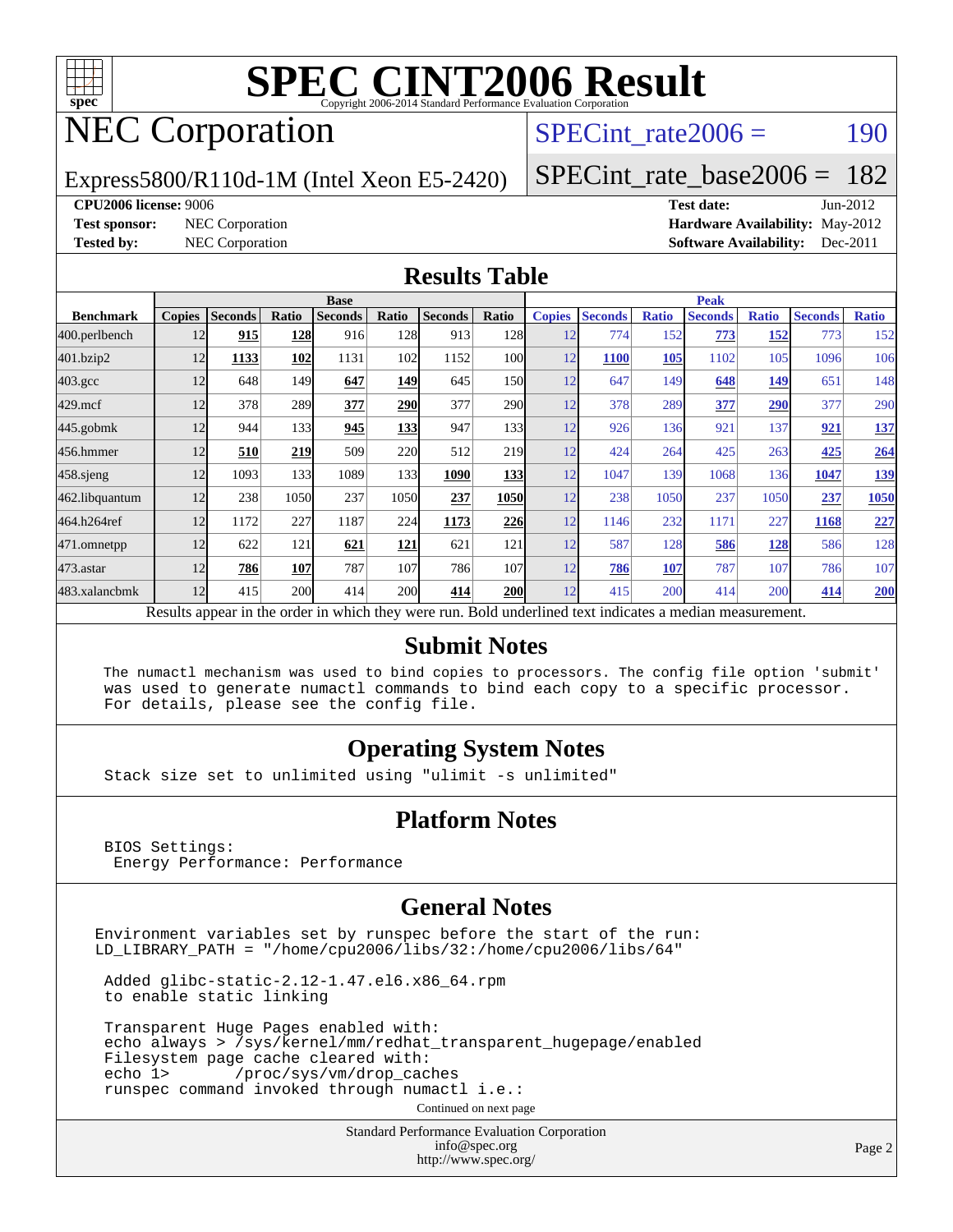# SPEC CINT2006 Result

Copyright 2006-2014 Standard Performance Evaluation Corporation

## NEC Corporation

Express5800/R110d-1M (Intel Xeon E5-2420)

SPECint_rate2006 = 190

SPECint_rate_base2006 = 182

**CPU2006 license:** 9006
**Test sponsor:** NEC Corporation
**Tested by:** NEC Corporation

**Test date:** Jun-2012
**Hardware Availability:** May-2012
**Software Availability:** Dec-2011

## Results Table

| | Base | | | | | | | Peak | | | | | | |
|---|---|---|---|---|---|---|---|---|---|---|---|---|---|---|
| **Benchmark** | **Copies** | **Seconds** | **Ratio** | **Seconds** | **Ratio** | **Seconds** | **Ratio** | **Copies** | **Seconds** | **Ratio** | **Seconds** | **Ratio** | **Seconds** | **Ratio** |
| 400.perlbench | 12 | **915** | **128** | 916 | 128 | 913 | 128 | 12 | 774 | 152 | **773** | **152** | 773 | 152 |
| 401.bzip2 | 12 | **1133** | **102** | 1131 | 102 | 1152 | 100 | 12 | **1100** | **105** | 1102 | 105 | 1096 | 106 |
| 403.gcc | 12 | 648 | 149 | **647** | **149** | 645 | 150 | 12 | 647 | 149 | **648** | **149** | 651 | 148 |
| 429.mcf | 12 | 378 | 289 | **377** | **290** | 377 | 290 | 12 | 378 | 289 | **377** | **290** | 377 | 290 |
| 445.gobmk | 12 | 944 | 133 | **945** | **133** | 947 | 133 | 12 | 926 | 136 | 921 | 137 | **921** | **137** |
| 456.hmmer | 12 | **510** | **219** | 509 | 220 | 512 | 219 | 12 | 424 | 264 | 425 | 263 | **425** | **264** |
| 458.sjeng | 12 | 1093 | 133 | 1089 | 133 | **1090** | **133** | 12 | 1047 | 139 | 1068 | 136 | **1047** | **139** |
| 462.libquantum | 12 | 238 | 1050 | 237 | 1050 | **237** | **1050** | 12 | 238 | 1050 | 237 | 1050 | **237** | **1050** |
| 464.h264ref | 12 | 1172 | 227 | 1187 | 224 | **1173** | **226** | 12 | 1146 | 232 | 1171 | 227 | **1168** | **227** |
| 471.omnetpp | 12 | 622 | 121 | **621** | **121** | 621 | 121 | 12 | 587 | 128 | **586** | **128** | 586 | 128 |
| 473.astar | 12 | **786** | **107** | 787 | 107 | 786 | 107 | 12 | **786** | **107** | 787 | 107 | 786 | 107 |
| 483.xalancbmk | 12 | 415 | 200 | 414 | 200 | **414** | **200** | 12 | 415 | 200 | 414 | 200 | **414** | **200** |

Results appear in the order in which they were run. Bold underlined text indicates a median measurement.

## Submit Notes

```
The numactl mechanism was used to bind copies to processors. The config file option 'submit'
was used to generate numactl commands to bind each copy to a specific processor.
For details, please see the config file.
```

## Operating System Notes

```
Stack size set to unlimited using "ulimit -s unlimited"
```

## Platform Notes

```
BIOS Settings:
 Energy Performance: Performance
```

## General Notes

```
Environment variables set by runspec before the start of the run:
LD_LIBRARY_PATH = "/home/cpu2006/libs/32:/home/cpu2006/libs/64"

 Added glibc-static-2.12-1.47.el6.x86_64.rpm
 to enable static linking

 Transparent Huge Pages enabled with:
 echo always > /sys/kernel/mm/redhat_transparent_hugepage/enabled
 Filesystem page cache cleared with:
 echo 1>       /proc/sys/vm/drop_caches
 runspec command invoked through numactl i.e.:
```

Continued on next page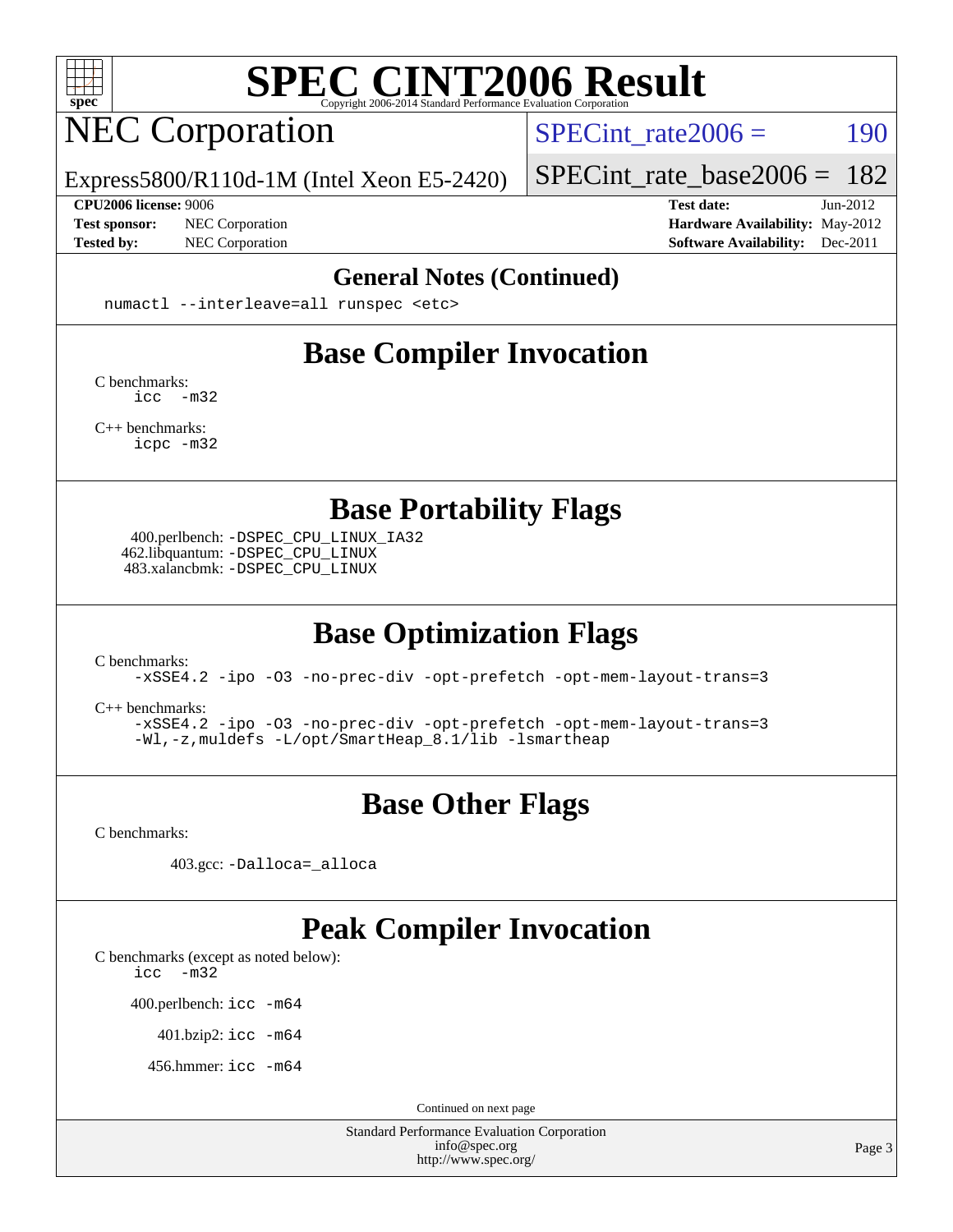# SPEC CINT2006 Result

Copyright 2006-2014 Standard Performance Evaluation Corporation

## NEC Corporation

Express5800/R110d-1M (Intel Xeon E5-2420)

SPECint_rate2006 = 190

SPECint_rate_base2006 = 182

**CPU2006 license:** 9006
**Test sponsor:** NEC Corporation
**Tested by:** NEC Corporation

**Test date:** Jun-2012
**Hardware Availability:** May-2012
**Software Availability:** Dec-2011

## General Notes (Continued)

```
numactl --interleave=all runspec <etc>
```

## Base Compiler Invocation

C benchmarks:
```
icc  -m32
```

C++ benchmarks:
```
icpc -m32
```

## Base Portability Flags

400.perlbench: -DSPEC_CPU_LINUX_IA32
462.libquantum: -DSPEC_CPU_LINUX
483.xalancbmk: -DSPEC_CPU_LINUX

## Base Optimization Flags

C benchmarks:
```
-xSSE4.2 -ipo -O3 -no-prec-div -opt-prefetch -opt-mem-layout-trans=3
```

C++ benchmarks:
```
-xSSE4.2 -ipo -O3 -no-prec-div -opt-prefetch -opt-mem-layout-trans=3
-Wl,-z,muldefs -L/opt/SmartHeap_8.1/lib -lsmartheap
```

## Base Other Flags

C benchmarks:

403.gcc: -Dalloca=_alloca

## Peak Compiler Invocation

C benchmarks (except as noted below):
```
icc  -m32
```

400.perlbench: icc -m64

401.bzip2: icc -m64

456.hmmer: icc -m64

Continued on next page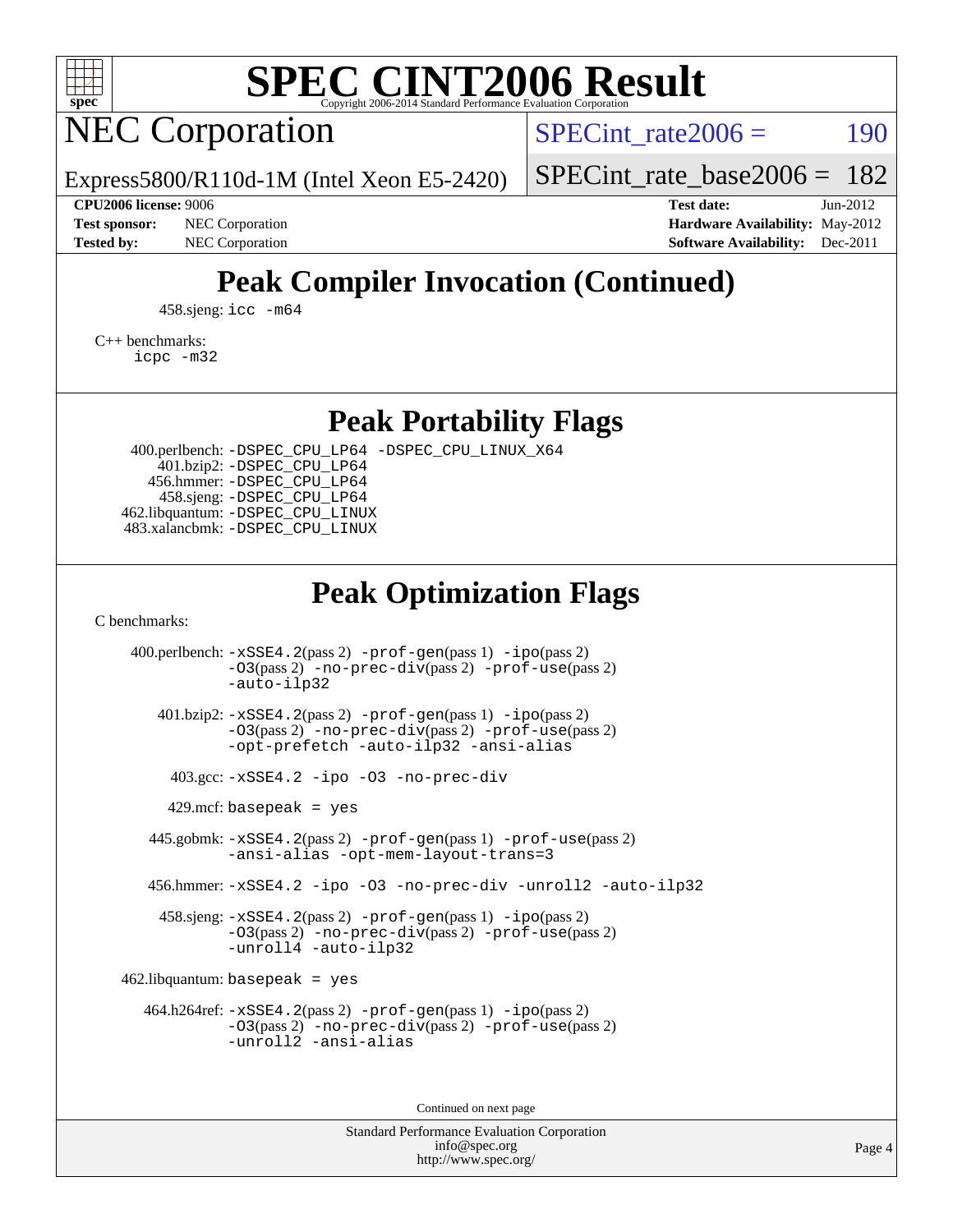## Peak Compiler Invocation (Continued)

458.sjeng: `icc -m64`

C++ benchmarks:
`icpc -m32`

## Peak Portability Flags

400.perlbench: `-DSPEC_CPU_LP64 -DSPEC_CPU_LINUX_X64`
401.bzip2: `-DSPEC_CPU_LP64`
456.hmmer: `-DSPEC_CPU_LP64`
458.sjeng: `-DSPEC_CPU_LP64`
462.libquantum: `-DSPEC_CPU_LINUX`
483.xalancbmk: `-DSPEC_CPU_LINUX`

## Peak Optimization Flags

C benchmarks:

400.perlbench: `-xSSE4.2`(pass 2) `-prof-gen`(pass 1) `-ipo`(pass 2) `-O3`(pass 2) `-no-prec-div`(pass 2) `-prof-use`(pass 2) `-auto-ilp32`

401.bzip2: `-xSSE4.2`(pass 2) `-prof-gen`(pass 1) `-ipo`(pass 2) `-O3`(pass 2) `-no-prec-div`(pass 2) `-prof-use`(pass 2) `-opt-prefetch -auto-ilp32 -ansi-alias`

403.gcc: `-xSSE4.2 -ipo -O3 -no-prec-div`

429.mcf: `basepeak = yes`

445.gobmk: `-xSSE4.2`(pass 2) `-prof-gen`(pass 1) `-prof-use`(pass 2) `-ansi-alias -opt-mem-layout-trans=3`

456.hmmer: `-xSSE4.2 -ipo -O3 -no-prec-div -unroll2 -auto-ilp32`

458.sjeng: `-xSSE4.2`(pass 2) `-prof-gen`(pass 1) `-ipo`(pass 2) `-O3`(pass 2) `-no-prec-div`(pass 2) `-prof-use`(pass 2) `-unroll4 -auto-ilp32`

462.libquantum: `basepeak = yes`

464.h264ref: `-xSSE4.2`(pass 2) `-prof-gen`(pass 1) `-ipo`(pass 2) `-O3`(pass 2) `-no-prec-div`(pass 2) `-prof-use`(pass 2) `-unroll2 -ansi-alias`

Continued on next page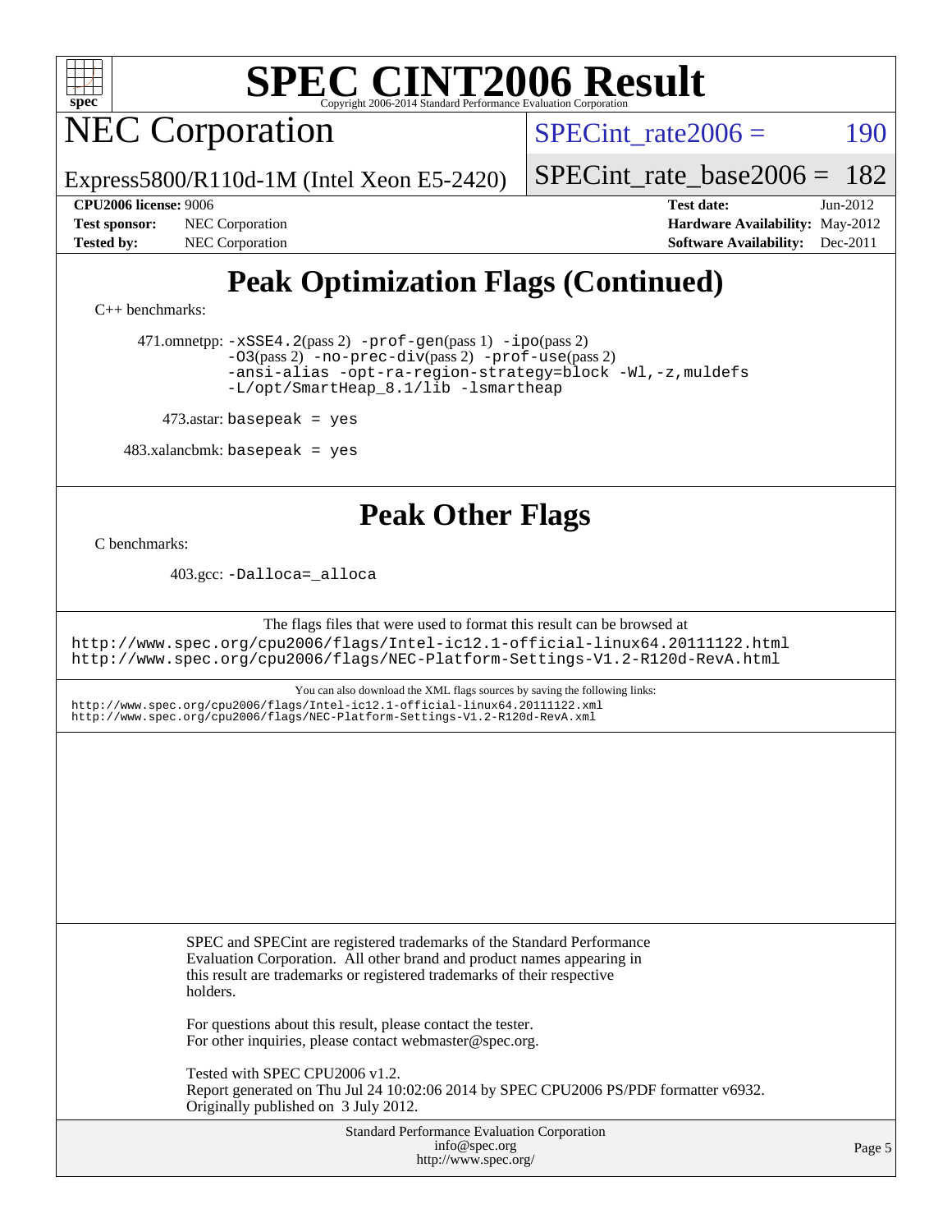# SPEC CINT2006 Result

Copyright 2006-2014 Standard Performance Evaluation Corporation

## NEC Corporation

Express5800/R110d-1M (Intel Xeon E5-2420)

SPECint_rate2006 = 190

SPECint_rate_base2006 = 182

| | | | |
|---|---|---|---|
| **CPU2006 license:** | 9006 | **Test date:** | Jun-2012 |
| **Test sponsor:** | NEC Corporation | **Hardware Availability:** | May-2012 |
| **Tested by:** | NEC Corporation | **Software Availability:** | Dec-2011 |

## Peak Optimization Flags (Continued)

C++ benchmarks:

471.omnetpp: `-xSSE4.2`(pass 2) `-prof-gen`(pass 1) `-ipo`(pass 2) `-O3`(pass 2) `-no-prec-div`(pass 2) `-prof-use`(pass 2) `-ansi-alias` `-opt-ra-region-strategy=block` `-Wl,-z,muldefs` `-L/opt/SmartHeap_8.1/lib -lsmartheap`

473.astar: `basepeak = yes`

483.xalancbmk: `basepeak = yes`

## Peak Other Flags

C benchmarks:

403.gcc: `-Dalloca=_alloca`

The flags files that were used to format this result can be browsed at
http://www.spec.org/cpu2006/flags/Intel-ic12.1-official-linux64.20111122.html
http://www.spec.org/cpu2006/flags/NEC-Platform-Settings-V1.2-R120d-RevA.html

You can also download the XML flags sources by saving the following links:
http://www.spec.org/cpu2006/flags/Intel-ic12.1-official-linux64.20111122.xml
http://www.spec.org/cpu2006/flags/NEC-Platform-Settings-V1.2-R120d-RevA.xml

SPEC and SPECint are registered trademarks of the Standard Performance Evaluation Corporation. All other brand and product names appearing in this result are trademarks or registered trademarks of their respective holders.

For questions about this result, please contact the tester.
For other inquiries, please contact webmaster@spec.org.

Tested with SPEC CPU2006 v1.2.
Report generated on Thu Jul 24 10:02:06 2014 by SPEC CPU2006 PS/PDF formatter v6932.
Originally published on 3 July 2012.

Standard Performance Evaluation Corporation
info@spec.org
http://www.spec.org/